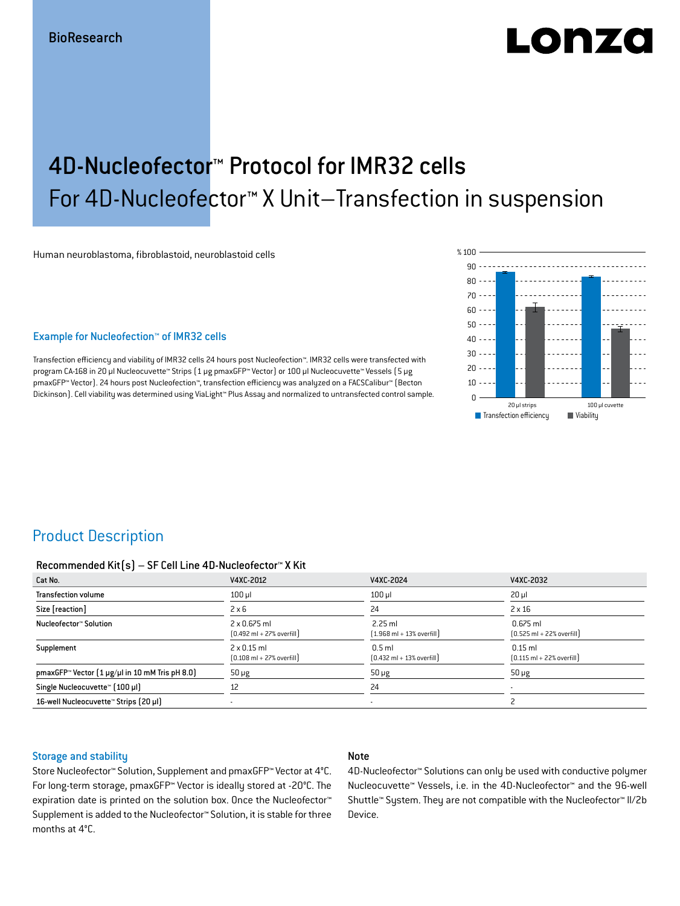BioResearch

# 4D-Nucleofector™ Protocol for IMR32 cells

## For 4D-Nucleofector™ X Unit–Transfection in suspension

Human neuroblastoma, fibroblastoid, neuroblastoid cells

### Example for Nucleofection™ of IMR32 cells

Transfection efficiency and viability of IMR32 cells 24 hours post Nucleofection™. IMR32 cells were transfected with program CA-168 in 20 µl Nucleocuvette™ Strips (1 µg pmaxGFP™ Vector) or 100 µl Nucleocuvette™ Vessels (5 µg pmaxGFP™ Vector). 24 hours post Nucleofection™, transfection efficiency was analyzed on a FACSCalibur™ (Becton Dickinson). Cell viability was determined using ViaLight™ Plus Assay and normalized to untransfected control sample.

% 100
90
80
70
60
50
40
30
20
10
0
20 µl strips
100 µl cuvette
Transfection efficiency
Viability

## Product Description

### Recommended Kit(s) – SF Cell Line 4D-Nucleofector™ X Kit

| Cat No. | V4XC-2012 | V4XC-2024 | V4XC-2032 |
|---|---|---|---|
| Transfection volume | 100 µl | 100 µl | 20 µl |
| Size [reaction] | 2 x 6 | 24 | 2 x 16 |
| Nucleofector™ Solution | 2 x 0.675 ml (0.492 ml + 27% overfill) | 2.25 ml (1.968 ml + 13% overfill) | 0.675 ml (0.525 ml + 22% overfill) |
| Supplement | 2 x 0.15 ml (0.108 ml + 27% overfill) | 0.5 ml (0.432 ml + 13% overfill) | 0.15 ml (0.115 ml + 22% overfill) |
| pmaxGFP™ Vector (1 µg/µl in 10 mM Tris pH 8.0) | 50 µg | 50 µg | 50 µg |
| Single Nucleocuvette™ (100 µl) | 12 | 24 | - |
| 16-well Nucleocuvette™ Strips (20 µl) | - | - | 2 |

### Storage and stability

Store Nucleofector™ Solution, Supplement and pmaxGFP™ Vector at 4°C. For long-term storage, pmaxGFP™ Vector is ideally stored at -20°C. The expiration date is printed on the solution box. Once the Nucleofector™ Supplement is added to the Nucleofector™ Solution, it is stable for three months at 4°C.

### Note

4D-Nucleofector™ Solutions can only be used with conductive polymer Nucleocuvette™ Vessels, i.e. in the 4D-Nucleofector™ and the 96-well Shuttle™ System. They are not compatible with the Nucleofector™ II/2b Device.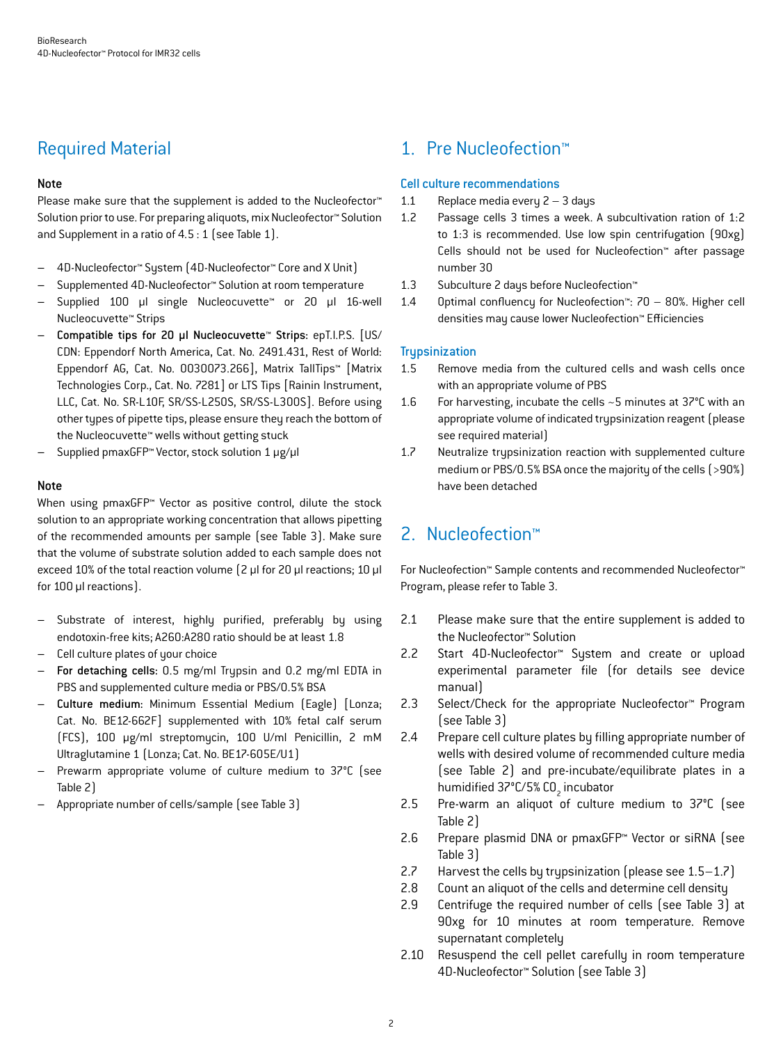## Required Material

**Note**

Please make sure that the supplement is added to the Nucleofector™ Solution prior to use. For preparing aliquots, mix Nucleofector™ Solution and Supplement in a ratio of 4.5 : 1 (see Table 1).

- 4D-Nucleofector™ System (4D-Nucleofector™ Core and X Unit)
- Supplemented 4D-Nucleofector™ Solution at room temperature
- Supplied 100 µl single Nucleocuvette™ or 20 µl 16-well Nucleocuvette™ Strips
- **Compatible tips for 20 µl Nucleocuvette™ Strips:** epT.I.P.S. [US/CDN: Eppendorf North America, Cat. No. 2491.431, Rest of World: Eppendorf AG, Cat. No. 0030073.266], Matrix TallTips™ [Matrix Technologies Corp., Cat. No. 7281] or LTS Tips [Rainin Instrument, LLC, Cat. No. SR-L10F, SR/SS-L250S, SR/SS-L300S]. Before using other types of pipette tips, please ensure they reach the bottom of the Nucleocuvette™ wells without getting stuck
- Supplied pmaxGFP™ Vector, stock solution 1 µg/µl

**Note**

When using pmaxGFP™ Vector as positive control, dilute the stock solution to an appropriate working concentration that allows pipetting of the recommended amounts per sample (see Table 3). Make sure that the volume of substrate solution added to each sample does not exceed 10% of the total reaction volume (2 µl for 20 µl reactions; 10 µl for 100 µl reactions).

- Substrate of interest, highly purified, preferably by using endotoxin-free kits; A260:A280 ratio should be at least 1.8
- Cell culture plates of your choice
- **For detaching cells:** 0.5 mg/ml Trypsin and 0.2 mg/ml EDTA in PBS and supplemented culture media or PBS/0.5% BSA
- **Culture medium:** Minimum Essential Medium (Eagle) [Lonza; Cat. No. BE12-662F] supplemented with 10% fetal calf serum (FCS), 100 µg/ml streptomycin, 100 U/ml Penicillin, 2 mM Ultraglutamine 1 (Lonza; Cat. No. BE17-605E/U1)
- Prewarm appropriate volume of culture medium to 37°C (see Table 2)
- Appropriate number of cells/sample (see Table 3)

## 1. Pre Nucleofection™

### Cell culture recommendations

1.1 Replace media every 2 – 3 days

1.2 Passage cells 3 times a week. A subcultivation ration of 1:2 to 1:3 is recommended. Use low spin centrifugation (90xg) Cells should not be used for Nucleofection™ after passage number 30

1.3 Subculture 2 days before Nucleofection™

1.4 Optimal confluency for Nucleofection™: 70 – 80%. Higher cell densities may cause lower Nucleofection™ Efficiencies

### Trypsinization

1.5 Remove media from the cultured cells and wash cells once with an appropriate volume of PBS

1.6 For harvesting, incubate the cells ~5 minutes at 37°C with an appropriate volume of indicated trypsinization reagent (please see required material)

1.7 Neutralize trypsinization reaction with supplemented culture medium or PBS/0.5% BSA once the majority of the cells (>90%) have been detached

## 2. Nucleofection™

For Nucleofection™ Sample contents and recommended Nucleofector™ Program, please refer to Table 3.

2.1 Please make sure that the entire supplement is added to the Nucleofector™ Solution

2.2 Start 4D-Nucleofector™ System and create or upload experimental parameter file (for details see device manual)

2.3 Select/Check for the appropriate Nucleofector™ Program (see Table 3)

2.4 Prepare cell culture plates by filling appropriate number of wells with desired volume of recommended culture media (see Table 2) and pre-incubate/equilibrate plates in a humidified 37°C/5% $CO_2$ incubator

2.5 Pre-warm an aliquot of culture medium to 37°C (see Table 2)

2.6 Prepare plasmid DNA or pmaxGFP™ Vector or siRNA (see Table 3)

2.7 Harvest the cells by trypsinization (please see 1.5–1.7)

2.8 Count an aliquot of the cells and determine cell density

2.9 Centrifuge the required number of cells (see Table 3) at 90xg for 10 minutes at room temperature. Remove supernatant completely

2.10 Resuspend the cell pellet carefully in room temperature 4D-Nucleofector™ Solution (see Table 3)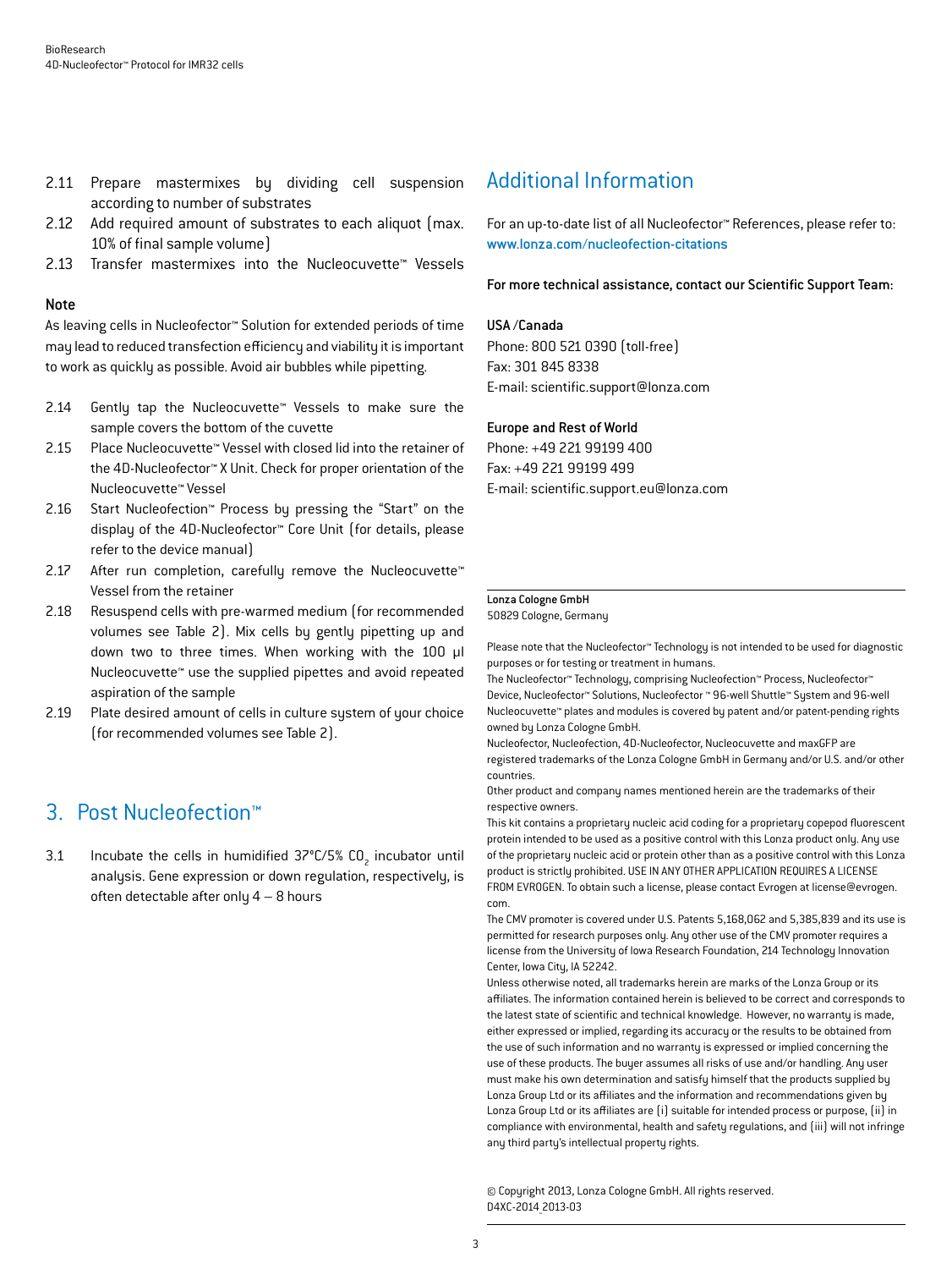2.11 Prepare mastermixes by dividing cell suspension according to number of substrates

2.12 Add required amount of substrates to each aliquot (max. 10% of final sample volume)

2.13 Transfer mastermixes into the Nucleocuvette™ Vessels

**Note**

As leaving cells in Nucleofector™ Solution for extended periods of time may lead to reduced transfection efficiency and viability it is important to work as quickly as possible. Avoid air bubbles while pipetting.

2.14 Gently tap the Nucleocuvette™ Vessels to make sure the sample covers the bottom of the cuvette

2.15 Place Nucleocuvette™ Vessel with closed lid into the retainer of the 4D-Nucleofector™ X Unit. Check for proper orientation of the Nucleocuvette™ Vessel

2.16 Start Nucleofection™ Process by pressing the "Start" on the display of the 4D-Nucleofector™ Core Unit (for details, please refer to the device manual)

2.17 After run completion, carefully remove the Nucleocuvette™ Vessel from the retainer

2.18 Resuspend cells with pre-warmed medium (for recommended volumes see Table 2). Mix cells by gently pipetting up and down two to three times. When working with the 100 µl Nucleocuvette™ use the supplied pipettes and avoid repeated aspiration of the sample

2.19 Plate desired amount of cells in culture system of your choice (for recommended volumes see Table 2).

## 3. Post Nucleofection™

3.1 Incubate the cells in humidified 37°C/5% $CO_2$ incubator until analysis. Gene expression or down regulation, respectively, is often detectable after only 4 – 8 hours

## Additional Information

For an up-to-date list of all Nucleofector™ References, please refer to: www.lonza.com/nucleofection-citations

**For more technical assistance, contact our Scientific Support Team:**

**USA /Canada**
Phone: 800 521 0390 (toll-free)
Fax: 301 845 8338
E-mail: scientific.support@lonza.com

**Europe and Rest of World**
Phone: +49 221 99199 400
Fax: +49 221 99199 499
E-mail: scientific.support.eu@lonza.com

**Lonza Cologne GmbH**
50829 Cologne, Germany

Please note that the Nucleofector™ Technology is not intended to be used for diagnostic purposes or for testing or treatment in humans.
The Nucleofector™ Technology, comprising Nucleofection™ Process, Nucleofector™ Device, Nucleofector™ Solutions, Nucleofector ™ 96-well Shuttle™ System and 96-well Nucleocuvette™ plates and modules is covered by patent and/or patent-pending rights owned by Lonza Cologne GmbH.
Nucleofector, Nucleofection, 4D-Nucleofector, Nucleocuvette and maxGFP are registered trademarks of the Lonza Cologne GmbH in Germany and/or U.S. and/or other countries.
Other product and company names mentioned herein are the trademarks of their respective owners.
This kit contains a proprietary nucleic acid coding for a proprietary copepod fluorescent protein intended to be used as a positive control with this Lonza product only. Any use of the proprietary nucleic acid or protein other than as a positive control with this Lonza product is strictly prohibited. USE IN ANY OTHER APPLICATION REQUIRES A LICENSE FROM EVROGEN. To obtain such a license, please contact Evrogen at license@evrogen.com.
The CMV promoter is covered under U.S. Patents 5,168,062 and 5,385,839 and its use is permitted for research purposes only. Any other use of the CMV promoter requires a license from the University of Iowa Research Foundation, 214 Technology Innovation Center, Iowa City, IA 52242.
Unless otherwise noted, all trademarks herein are marks of the Lonza Group or its affiliates. The information contained herein is believed to be correct and corresponds to the latest state of scientific and technical knowledge. However, no warranty is made, either expressed or implied, regarding its accuracy or the results to be obtained from the use of such information and no warranty is expressed or implied concerning the use of these products. The buyer assumes all risks of use and/or handling. Any user must make his own determination and satisfy himself that the products supplied by Lonza Group Ltd or its affiliates and the information and recommendations given by Lonza Group Ltd or its affiliates are (i) suitable for intended process or purpose, (ii) in compliance with environmental, health and safety regulations, and (iii) will not infringe any third party's intellectual property rights.

© Copyright 2013, Lonza Cologne GmbH. All rights reserved.
D4XC-2014_2013-03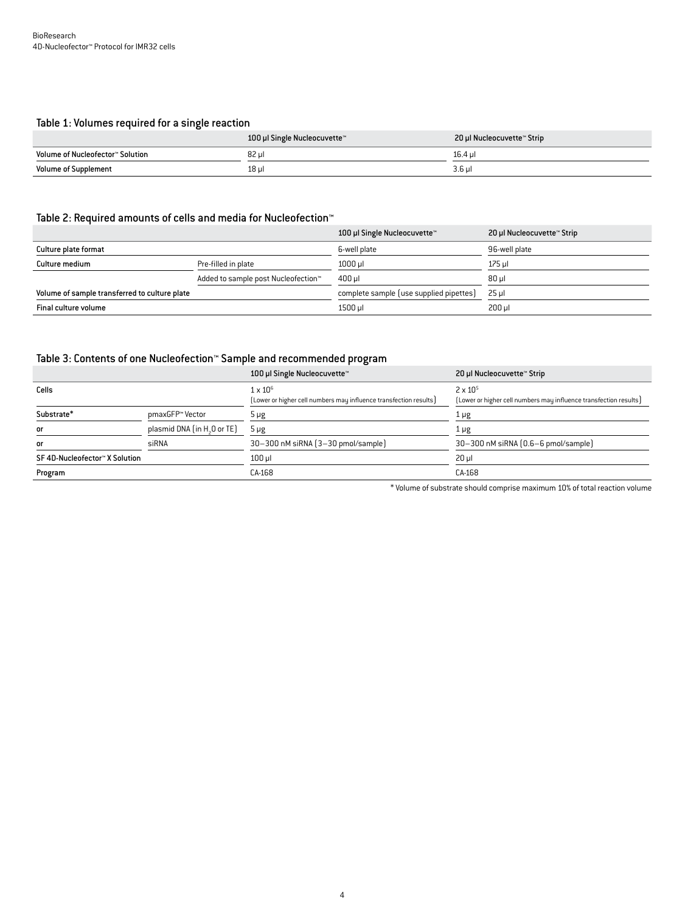## Table 1: Volumes required for a single reaction

| | 100 µl Single Nucleocuvette™ | 20 µl Nucleocuvette™ Strip |
|---|---|---|
| Volume of Nucleofector™ Solution | 82 µl | 16.4 µl |
| Volume of Supplement | 18 µl | 3.6 µl |

## Table 2: Required amounts of cells and media for Nucleofection™

| | | 100 µl Single Nucleocuvette™ | 20 µl Nucleocuvette™ Strip |
|---|---|---|---|
| Culture plate format | | 6-well plate | 96-well plate |
| Culture medium | Pre-filled in plate | 1000 µl | 175 µl |
| | Added to sample post Nucleofection™ | 400 µl | 80 µl |
| Volume of sample transferred to culture plate | | complete sample (use supplied pipettes) | 25 µl |
| Final culture volume | | 1500 µl | 200 µl |

## Table 3: Contents of one Nucleofection™ Sample and recommended program

| | | 100 µl Single Nucleocuvette™ | 20 µl Nucleocuvette™ Strip |
|---|---|---|---|
| Cells | | $1 \times 10^6$ (Lower or higher cell numbers may influence transfection results) | $2 \times 10^5$ (Lower or higher cell numbers may influence transfection results) |
| Substrate* | pmaxGFP™ Vector | 5 µg | 1 µg |
| or | plasmid DNA (in $H_2O$ or TE) | 5 µg | 1 µg |
| or | siRNA | 30–300 nM siRNA (3–30 pmol/sample) | 30–300 nM siRNA (0.6–6 pmol/sample) |
| SF 4D-Nucleofector™ X Solution | | 100 µl | 20 µl |
| Program | | CA-168 | CA-168 |

* Volume of substrate should comprise maximum 10% of total reaction volume